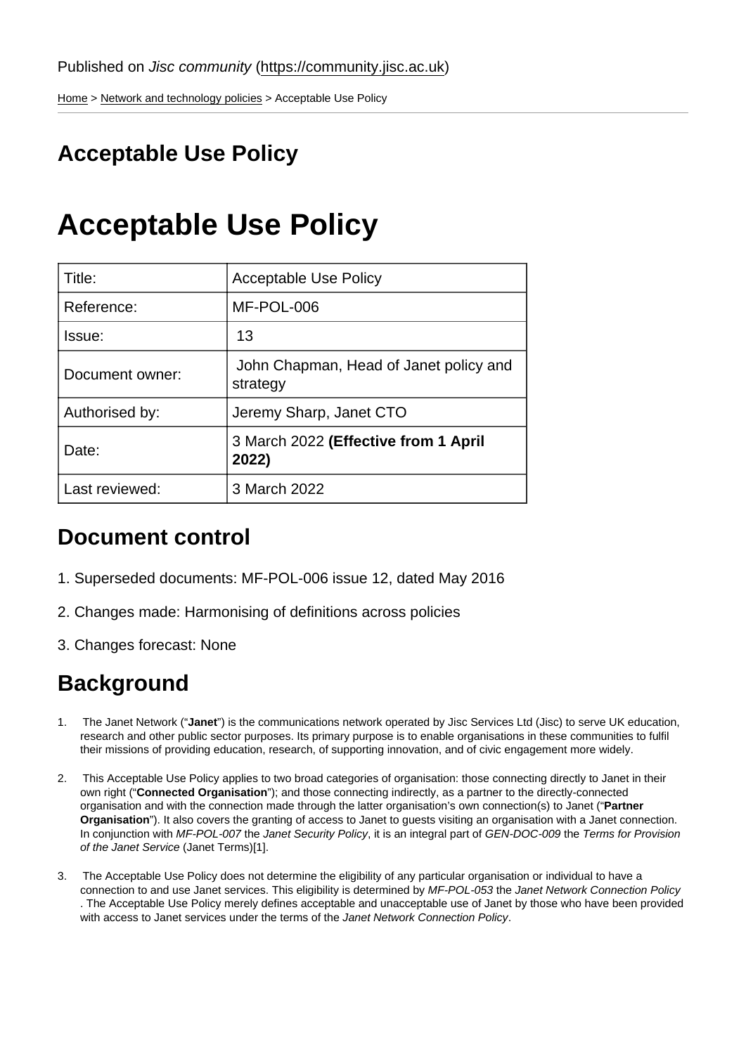Published on *Jisc community* (https://community.jisc.ac.uk)

Home > Network and technology policies > Acceptable Use Policy

## Acceptable Use Policy

# Acceptable Use Policy

| Title: | Acceptable Use Policy |
|---|---|
| Reference: | MF-POL-006 |
| Issue: | 13 |
| Document owner: | John Chapman, Head of Janet policy and strategy |
| Authorised by: | Jeremy Sharp, Janet CTO |
| Date: | 3 March 2022 **(Effective from 1 April 2022)** |
| Last reviewed: | 3 March 2022 |

## Document control

1. Superseded documents: MF-POL-006 issue 12, dated May 2016
2. Changes made: Harmonising of definitions across policies
3. Changes forecast: None

## Background

1. The Janet Network ("**Janet**") is the communications network operated by Jisc Services Ltd (Jisc) to serve UK education, research and other public sector purposes. Its primary purpose is to enable organisations in these communities to fulfil their missions of providing education, research, of supporting innovation, and of civic engagement more widely.
2. This Acceptable Use Policy applies to two broad categories of organisation: those connecting directly to Janet in their own right ("**Connected Organisation**"); and those connecting indirectly, as a partner to the directly-connected organisation and with the connection made through the latter organisation's own connection(s) to Janet ("**Partner Organisation**"). It also covers the granting of access to Janet to guests visiting an organisation with a Janet connection. In conjunction with *MF-POL-007* the *Janet Security Policy*, it is an integral part of *GEN-DOC-009* the *Terms for Provision of the Janet Service* (Janet Terms)[1].
3. The Acceptable Use Policy does not determine the eligibility of any particular organisation or individual to have a connection to and use Janet services. This eligibility is determined by *MF-POL-053* the *Janet Network Connection Policy*. The Acceptable Use Policy merely defines acceptable and unacceptable use of Janet by those who have been provided with access to Janet services under the terms of the *Janet Network Connection Policy*.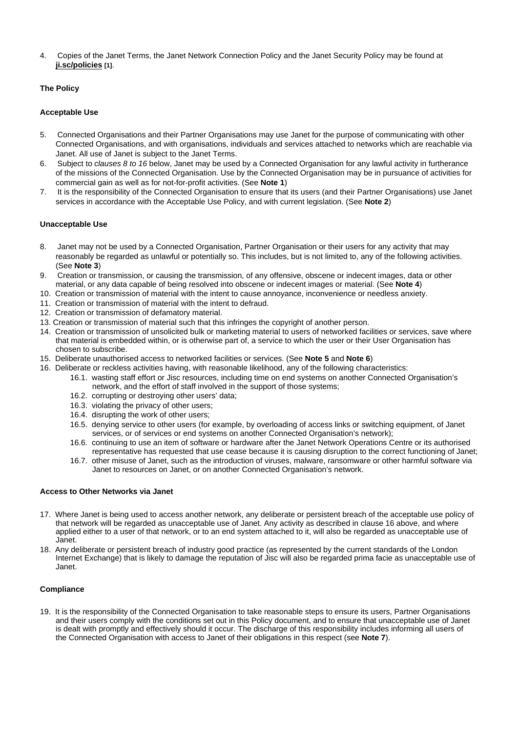4. Copies of the Janet Terms, the Janet Network Connection Policy and the Janet Security Policy may be found at **ji.sc/policies** [1].

### The Policy

#### Acceptable Use

5. Connected Organisations and their Partner Organisations may use Janet for the purpose of communicating with other Connected Organisations, and with organisations, individuals and services attached to networks which are reachable via Janet. All use of Janet is subject to the Janet Terms.
6. Subject to *clauses 8 to 16* below, Janet may be used by a Connected Organisation for any lawful activity in furtherance of the missions of the Connected Organisation. Use by the Connected Organisation may be in pursuance of activities for commercial gain as well as for not-for-profit activities. (See **Note 1**)
7. It is the responsibility of the Connected Organisation to ensure that its users (and their Partner Organisations) use Janet services in accordance with the Acceptable Use Policy, and with current legislation. (See **Note 2**)

#### Unacceptable Use

8. Janet may not be used by a Connected Organisation, Partner Organisation or their users for any activity that may reasonably be regarded as unlawful or potentially so. This includes, but is not limited to, any of the following activities. (See **Note 3**)
9. Creation or transmission, or causing the transmission, of any offensive, obscene or indecent images, data or other material, or any data capable of being resolved into obscene or indecent images or material. (See **Note 4**)
10. Creation or transmission of material with the intent to cause annoyance, inconvenience or needless anxiety.
11. Creation or transmission of material with the intent to defraud.
12. Creation or transmission of defamatory material.
13. Creation or transmission of material such that this infringes the copyright of another person.
14. Creation or transmission of unsolicited bulk or marketing material to users of networked facilities or services, save where that material is embedded within, or is otherwise part of, a service to which the user or their User Organisation has chosen to subscribe.
15. Deliberate unauthorised access to networked facilities or services. (See **Note 5** and **Note 6**)
16. Deliberate or reckless activities having, with reasonable likelihood, any of the following characteristics:
    - 16.1. wasting staff effort or Jisc resources, including time on end systems on another Connected Organisation's network, and the effort of staff involved in the support of those systems;
    - 16.2. corrupting or destroying other users' data;
    - 16.3. violating the privacy of other users;
    - 16.4. disrupting the work of other users;
    - 16.5. denying service to other users (for example, by overloading of access links or switching equipment, of Janet services, or of services or end systems on another Connected Organisation's network);
    - 16.6. continuing to use an item of software or hardware after the Janet Network Operations Centre or its authorised representative has requested that use cease because it is causing disruption to the correct functioning of Janet;
    - 16.7. other misuse of Janet, such as the introduction of viruses, malware, ransomware or other harmful software via Janet to resources on Janet, or on another Connected Organisation's network.

#### Access to Other Networks via Janet

17. Where Janet is being used to access another network, any deliberate or persistent breach of the acceptable use policy of that network will be regarded as unacceptable use of Janet. Any activity as described in clause 16 above, and where applied either to a user of that network, or to an end system attached to it, will also be regarded as unacceptable use of Janet.
18. Any deliberate or persistent breach of industry good practice (as represented by the current standards of the London Internet Exchange) that is likely to damage the reputation of Jisc will also be regarded prima facie as unacceptable use of Janet.

#### Compliance

19. It is the responsibility of the Connected Organisation to take reasonable steps to ensure its users, Partner Organisations and their users comply with the conditions set out in this Policy document, and to ensure that unacceptable use of Janet is dealt with promptly and effectively should it occur. The discharge of this responsibility includes informing all users of the Connected Organisation with access to Janet of their obligations in this respect (see **Note 7**).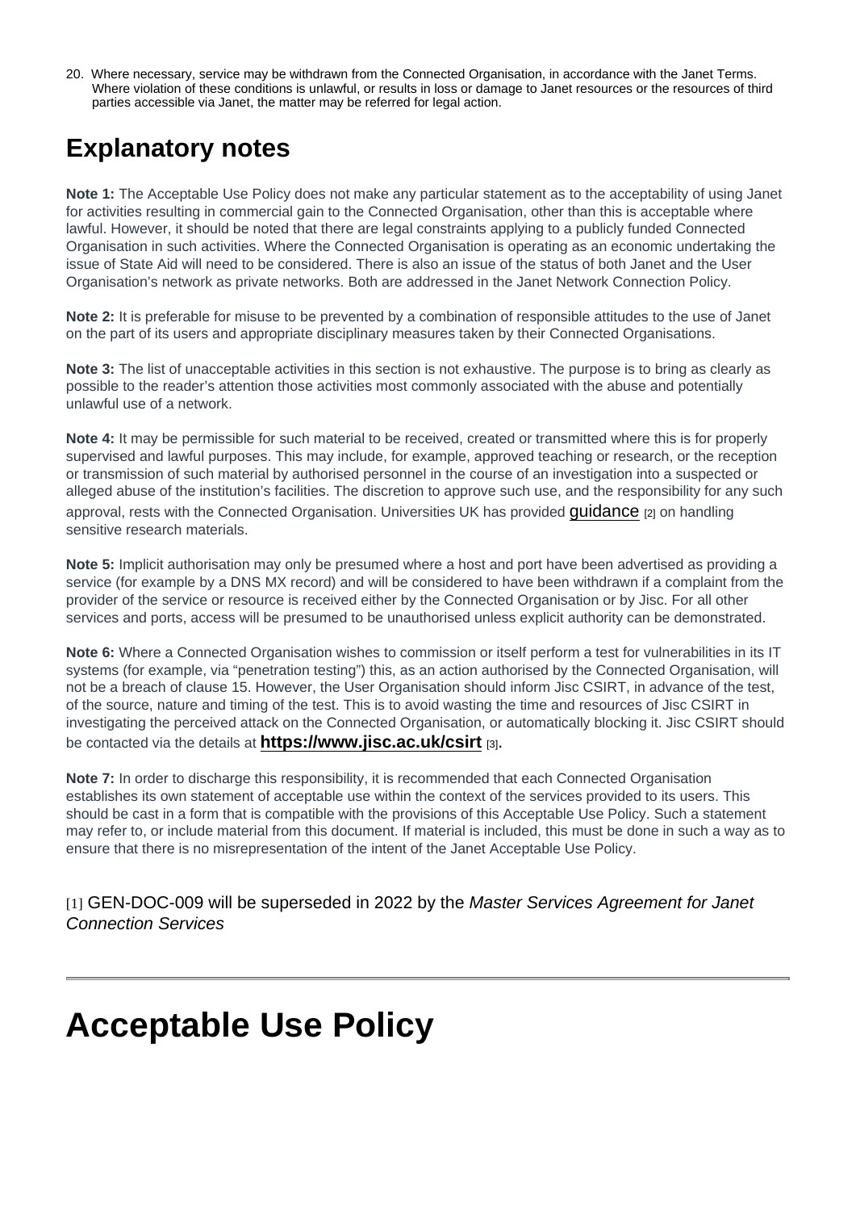20. Where necessary, service may be withdrawn from the Connected Organisation, in accordance with the Janet Terms. Where violation of these conditions is unlawful, or results in loss or damage to Janet resources or the resources of third parties accessible via Janet, the matter may be referred for legal action.

## Explanatory notes

**Note 1:** The Acceptable Use Policy does not make any particular statement as to the acceptability of using Janet for activities resulting in commercial gain to the Connected Organisation, other than this is acceptable where lawful. However, it should be noted that there are legal constraints applying to a publicly funded Connected Organisation in such activities. Where the Connected Organisation is operating as an economic undertaking the issue of State Aid will need to be considered. There is also an issue of the status of both Janet and the User Organisation's network as private networks. Both are addressed in the Janet Network Connection Policy.

**Note 2:** It is preferable for misuse to be prevented by a combination of responsible attitudes to the use of Janet on the part of its users and appropriate disciplinary measures taken by their Connected Organisations.

**Note 3:** The list of unacceptable activities in this section is not exhaustive. The purpose is to bring as clearly as possible to the reader's attention those activities most commonly associated with the abuse and potentially unlawful use of a network.

**Note 4:** It may be permissible for such material to be received, created or transmitted where this is for properly supervised and lawful purposes. This may include, for example, approved teaching or research, or the reception or transmission of such material by authorised personnel in the course of an investigation into a suspected or alleged abuse of the institution's facilities. The discretion to approve such use, and the responsibility for any such approval, rests with the Connected Organisation. Universities UK has provided guidance [2] on handling sensitive research materials.

**Note 5:** Implicit authorisation may only be presumed where a host and port have been advertised as providing a service (for example by a DNS MX record) and will be considered to have been withdrawn if a complaint from the provider of the service or resource is received either by the Connected Organisation or by Jisc. For all other services and ports, access will be presumed to be unauthorised unless explicit authority can be demonstrated.

**Note 6:** Where a Connected Organisation wishes to commission or itself perform a test for vulnerabilities in its IT systems (for example, via "penetration testing") this, as an action authorised by the Connected Organisation, will not be a breach of clause 15. However, the User Organisation should inform Jisc CSIRT, in advance of the test, of the source, nature and timing of the test. This is to avoid wasting the time and resources of Jisc CSIRT in investigating the perceived attack on the Connected Organisation, or automatically blocking it. Jisc CSIRT should be contacted via the details at **https://www.jisc.ac.uk/csirt** [3].

**Note 7:** In order to discharge this responsibility, it is recommended that each Connected Organisation establishes its own statement of acceptable use within the context of the services provided to its users. This should be cast in a form that is compatible with the provisions of this Acceptable Use Policy. Such a statement may refer to, or include material from this document. If material is included, this must be done in such a way as to ensure that there is no misrepresentation of the intent of the Janet Acceptable Use Policy.

[1] GEN-DOC-009 will be superseded in 2022 by the *Master Services Agreement for Janet Connection Services*

---

# Acceptable Use Policy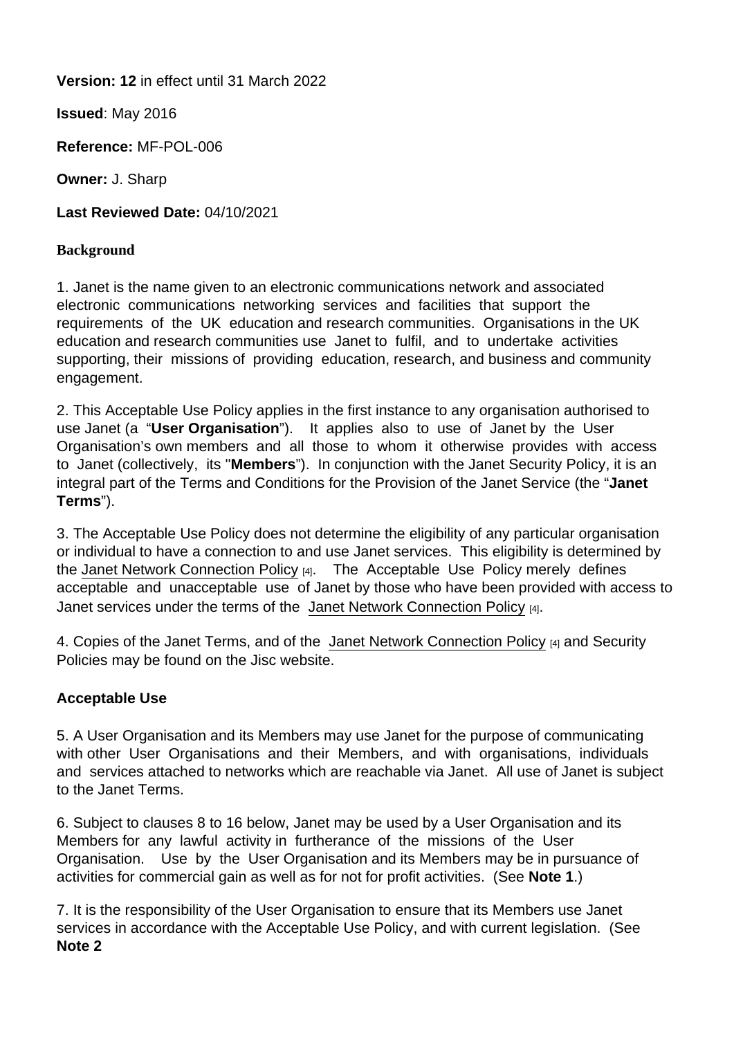**Version: 12** in effect until 31 March 2022

**Issued**: May 2016

**Reference:** MF-POL-006

**Owner:** J. Sharp

**Last Reviewed Date:** 04/10/2021

## Background

1. Janet is the name given to an electronic communications network and associated electronic communications networking services and facilities that support the requirements of the UK education and research communities. Organisations in the UK education and research communities use Janet to fulfil, and to undertake activities supporting, their missions of providing education, research, and business and community engagement.

2. This Acceptable Use Policy applies in the first instance to any organisation authorised to use Janet (a "**User Organisation**"). It applies also to use of Janet by the User Organisation's own members and all those to whom it otherwise provides with access to Janet (collectively, its "**Members**"). In conjunction with the Janet Security Policy, it is an integral part of the Terms and Conditions for the Provision of the Janet Service (the "**Janet Terms**").

3. The Acceptable Use Policy does not determine the eligibility of any particular organisation or individual to have a connection to and use Janet services. This eligibility is determined by the Janet Network Connection Policy [4]. The Acceptable Use Policy merely defines acceptable and unacceptable use of Janet by those who have been provided with access to Janet services under the terms of the Janet Network Connection Policy [4].

4. Copies of the Janet Terms, and of the Janet Network Connection Policy [4] and Security Policies may be found on the Jisc website.

## Acceptable Use

5. A User Organisation and its Members may use Janet for the purpose of communicating with other User Organisations and their Members, and with organisations, individuals and services attached to networks which are reachable via Janet. All use of Janet is subject to the Janet Terms.

6. Subject to clauses 8 to 16 below, Janet may be used by a User Organisation and its Members for any lawful activity in furtherance of the missions of the User Organisation. Use by the User Organisation and its Members may be in pursuance of activities for commercial gain as well as for not for profit activities. (See **Note 1**.)

7. It is the responsibility of the User Organisation to ensure that its Members use Janet services in accordance with the Acceptable Use Policy, and with current legislation. (See **Note 2**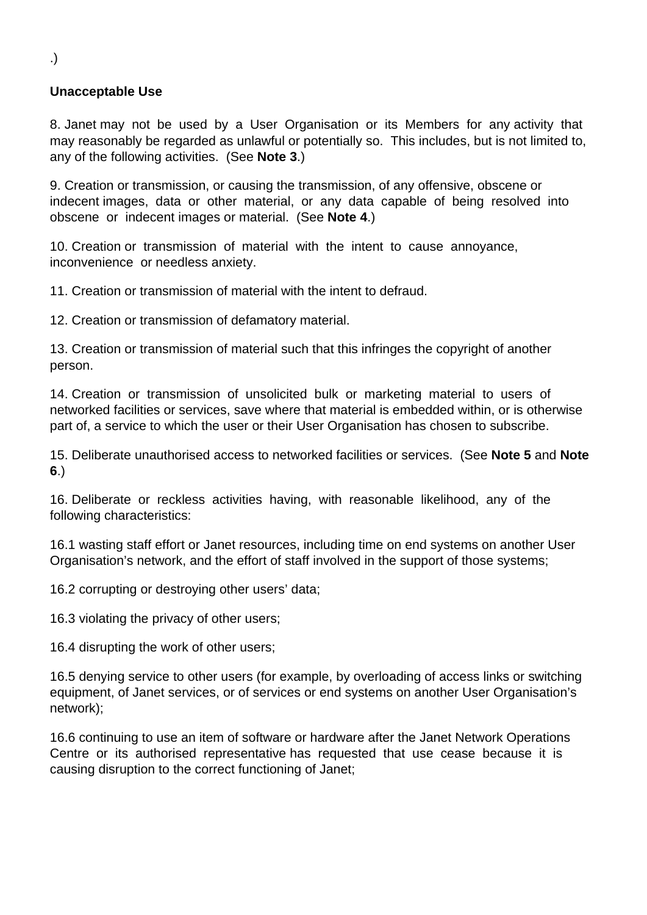.)

**Unacceptable Use**

8. Janet may not be used by a User Organisation or its Members for any activity that may reasonably be regarded as unlawful or potentially so. This includes, but is not limited to, any of the following activities. (See **Note 3**.)

9. Creation or transmission, or causing the transmission, of any offensive, obscene or indecent images, data or other material, or any data capable of being resolved into obscene or indecent images or material. (See **Note 4**.)

10. Creation or transmission of material with the intent to cause annoyance, inconvenience or needless anxiety.

11. Creation or transmission of material with the intent to defraud.

12. Creation or transmission of defamatory material.

13. Creation or transmission of material such that this infringes the copyright of another person.

14. Creation or transmission of unsolicited bulk or marketing material to users of networked facilities or services, save where that material is embedded within, or is otherwise part of, a service to which the user or their User Organisation has chosen to subscribe.

15. Deliberate unauthorised access to networked facilities or services. (See **Note 5** and **Note 6**.)

16. Deliberate or reckless activities having, with reasonable likelihood, any of the following characteristics:

16.1 wasting staff effort or Janet resources, including time on end systems on another User Organisation's network, and the effort of staff involved in the support of those systems;

16.2 corrupting or destroying other users' data;

16.3 violating the privacy of other users;

16.4 disrupting the work of other users;

16.5 denying service to other users (for example, by overloading of access links or switching equipment, of Janet services, or of services or end systems on another User Organisation's network);

16.6 continuing to use an item of software or hardware after the Janet Network Operations Centre or its authorised representative has requested that use cease because it is causing disruption to the correct functioning of Janet;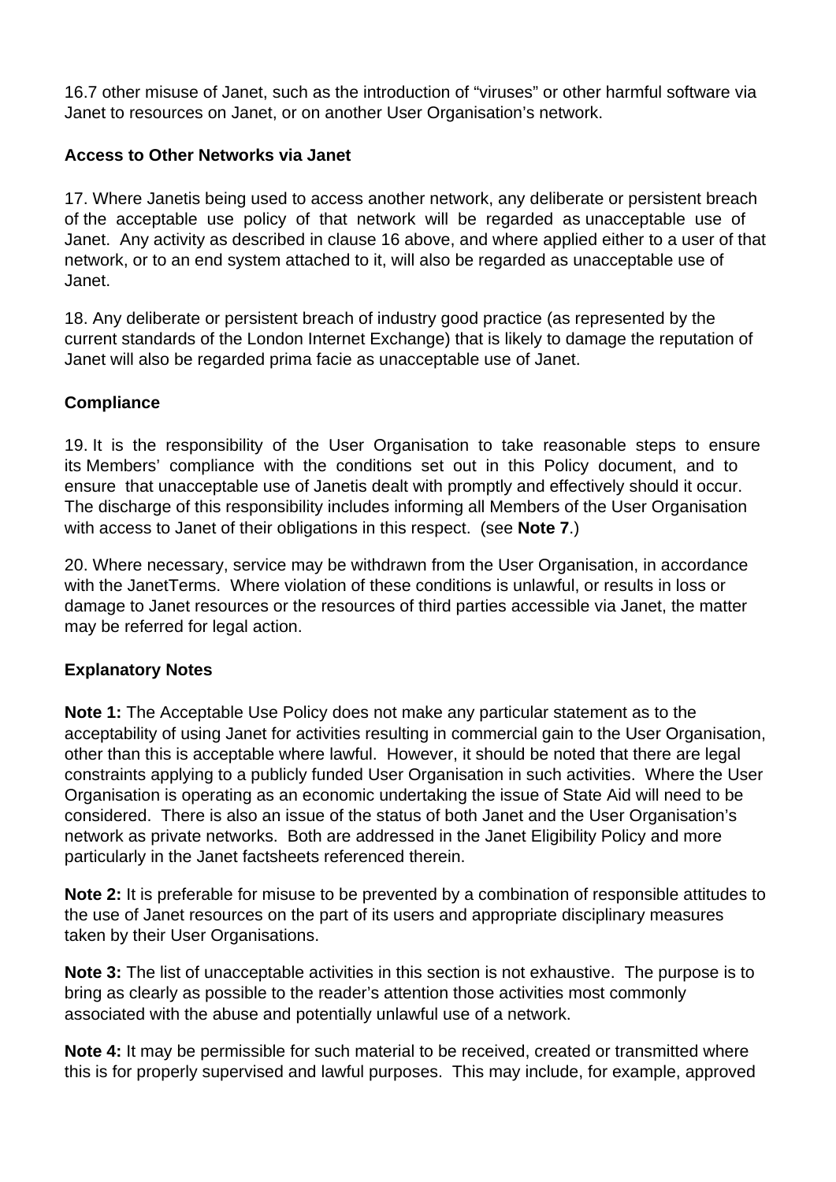16.7 other misuse of Janet, such as the introduction of "viruses" or other harmful software via Janet to resources on Janet, or on another User Organisation's network.

**Access to Other Networks via Janet**

17. Where Janetis being used to access another network, any deliberate or persistent breach of the acceptable use policy of that network will be regarded as unacceptable use of Janet. Any activity as described in clause 16 above, and where applied either to a user of that network, or to an end system attached to it, will also be regarded as unacceptable use of Janet.

18. Any deliberate or persistent breach of industry good practice (as represented by the current standards of the London Internet Exchange) that is likely to damage the reputation of Janet will also be regarded prima facie as unacceptable use of Janet.

**Compliance**

19. It is the responsibility of the User Organisation to take reasonable steps to ensure its Members' compliance with the conditions set out in this Policy document, and to ensure that unacceptable use of Janetis dealt with promptly and effectively should it occur. The discharge of this responsibility includes informing all Members of the User Organisation with access to Janet of their obligations in this respect. (see **Note 7**.)

20. Where necessary, service may be withdrawn from the User Organisation, in accordance with the JanetTerms. Where violation of these conditions is unlawful, or results in loss or damage to Janet resources or the resources of third parties accessible via Janet, the matter may be referred for legal action.

**Explanatory Notes**

**Note 1:** The Acceptable Use Policy does not make any particular statement as to the acceptability of using Janet for activities resulting in commercial gain to the User Organisation, other than this is acceptable where lawful. However, it should be noted that there are legal constraints applying to a publicly funded User Organisation in such activities. Where the User Organisation is operating as an economic undertaking the issue of State Aid will need to be considered. There is also an issue of the status of both Janet and the User Organisation's network as private networks. Both are addressed in the Janet Eligibility Policy and more particularly in the Janet factsheets referenced therein.

**Note 2:** It is preferable for misuse to be prevented by a combination of responsible attitudes to the use of Janet resources on the part of its users and appropriate disciplinary measures taken by their User Organisations.

**Note 3:** The list of unacceptable activities in this section is not exhaustive. The purpose is to bring as clearly as possible to the reader's attention those activities most commonly associated with the abuse and potentially unlawful use of a network.

**Note 4:** It may be permissible for such material to be received, created or transmitted where this is for properly supervised and lawful purposes. This may include, for example, approved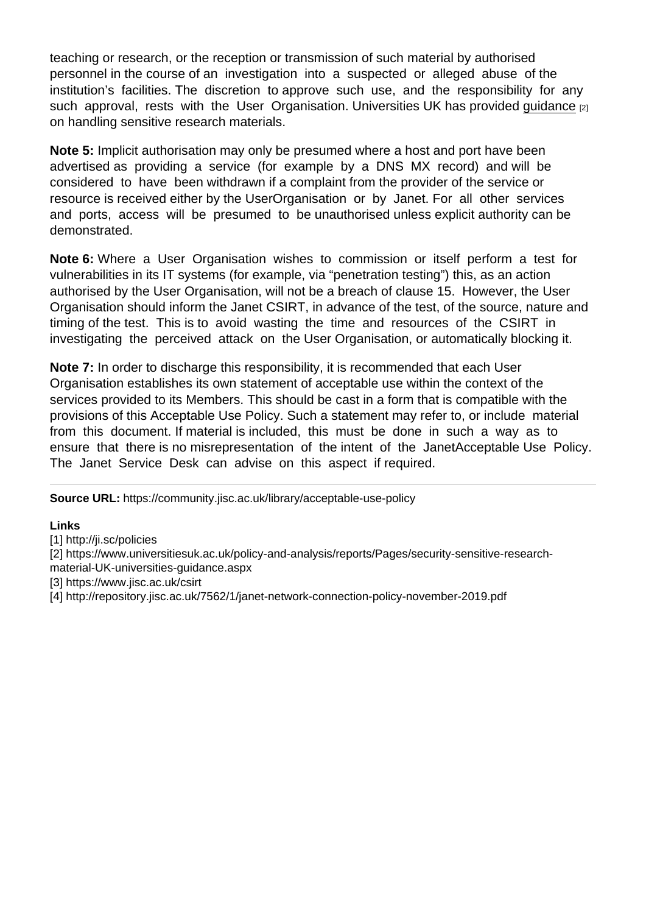teaching or research, or the reception or transmission of such material by authorised personnel in the course of an investigation into a suspected or alleged abuse of the institution's facilities. The discretion to approve such use, and the responsibility for any such approval, rests with the User Organisation. Universities UK has provided guidance [2] on handling sensitive research materials.

**Note 5:** Implicit authorisation may only be presumed where a host and port have been advertised as providing a service (for example by a DNS MX record) and will be considered to have been withdrawn if a complaint from the provider of the service or resource is received either by the UserOrganisation or by Janet. For all other services and ports, access will be presumed to be unauthorised unless explicit authority can be demonstrated.

**Note 6:** Where a User Organisation wishes to commission or itself perform a test for vulnerabilities in its IT systems (for example, via "penetration testing") this, as an action authorised by the User Organisation, will not be a breach of clause 15. However, the User Organisation should inform the Janet CSIRT, in advance of the test, of the source, nature and timing of the test. This is to avoid wasting the time and resources of the CSIRT in investigating the perceived attack on the User Organisation, or automatically blocking it.

**Note 7:** In order to discharge this responsibility, it is recommended that each User Organisation establishes its own statement of acceptable use within the context of the services provided to its Members. This should be cast in a form that is compatible with the provisions of this Acceptable Use Policy. Such a statement may refer to, or include material from this document. If material is included, this must be done in such a way as to ensure that there is no misrepresentation of the intent of the JanetAcceptable Use Policy. The Janet Service Desk can advise on this aspect if required.

---

**Source URL:** https://community.jisc.ac.uk/library/acceptable-use-policy

**Links**
[1] http://ji.sc/policies
[2] https://www.universitiesuk.ac.uk/policy-and-analysis/reports/Pages/security-sensitive-research-material-UK-universities-guidance.aspx
[3] https://www.jisc.ac.uk/csirt
[4] http://repository.jisc.ac.uk/7562/1/janet-network-connection-policy-november-2019.pdf